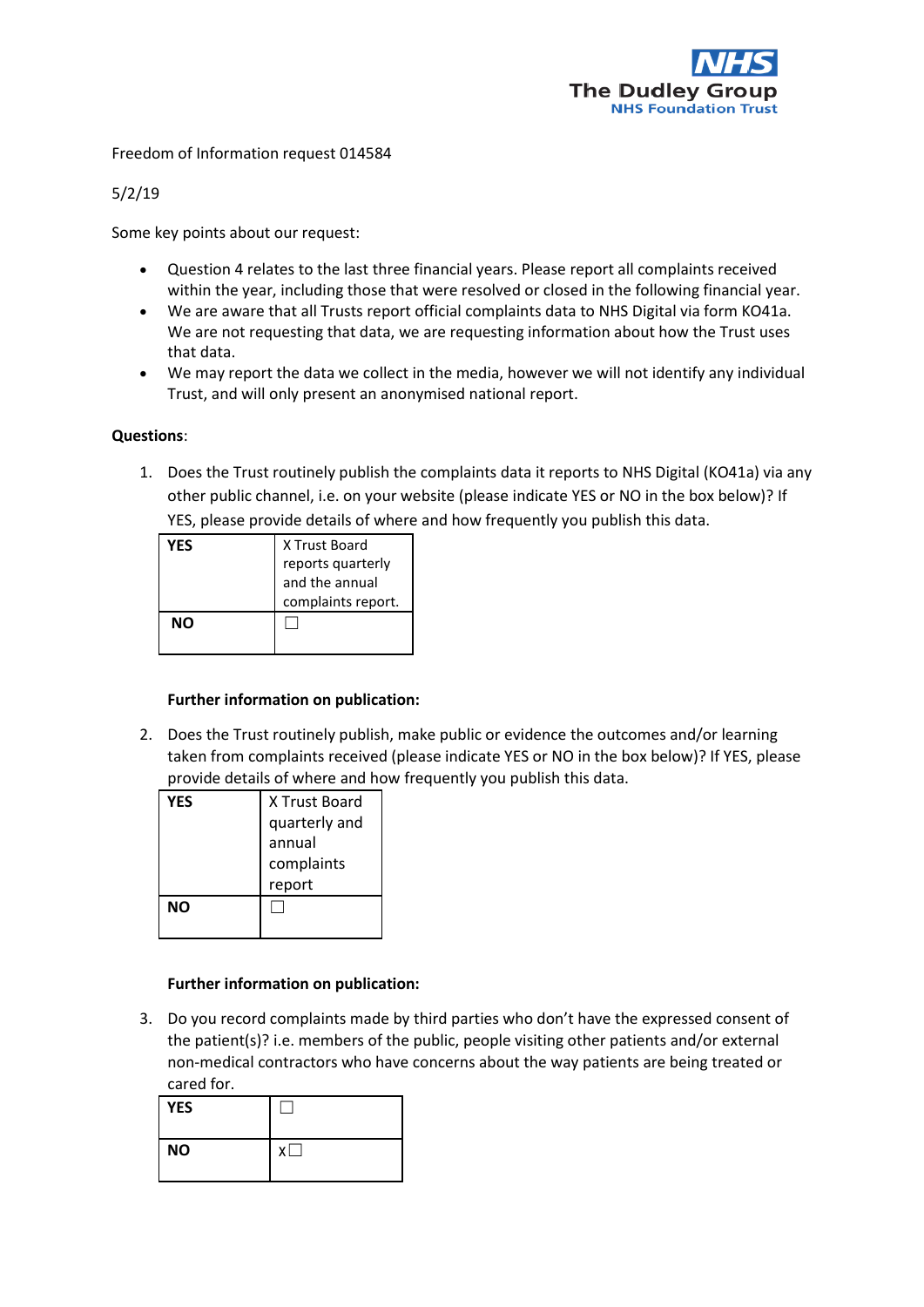The Dudley Group NHS Foundation Trust

Freedom of Information request 014584

5/2/19

Some key points about our request:

- Question 4 relates to the last three financial years. Please report all complaints received within the year, including those that were resolved or closed in the following financial year.
- We are aware that all Trusts report official complaints data to NHS Digital via form KO41a. We are not requesting that data, we are requesting information about how the Trust uses that data.
- We may report the data we collect in the media, however we will not identify any individual Trust, and will only present an anonymised national report.

**Questions**:

1. Does the Trust routinely publish the complaints data it reports to NHS Digital (KO41a) via any other public channel, i.e. on your website (please indicate YES or NO in the box below)? If YES, please provide details of where and how frequently you publish this data.

| | |
|---|---|
| **YES** | X Trust Board reports quarterly and the annual complaints report. |
| **NO** | ☐ |

**Further information on publication:**

2. Does the Trust routinely publish, make public or evidence the outcomes and/or learning taken from complaints received (please indicate YES or NO in the box below)? If YES, please provide details of where and how frequently you publish this data.

| | |
|---|---|
| **YES** | X Trust Board quarterly and annual complaints report |
| **NO** | ☐ |

**Further information on publication:**

3. Do you record complaints made by third parties who don't have the expressed consent of the patient(s)? i.e. members of the public, people visiting other patients and/or external non-medical contractors who have concerns about the way patients are being treated or cared for.

| | |
|---|---|
| **YES** | ☐ |
| **NO** | x☐ |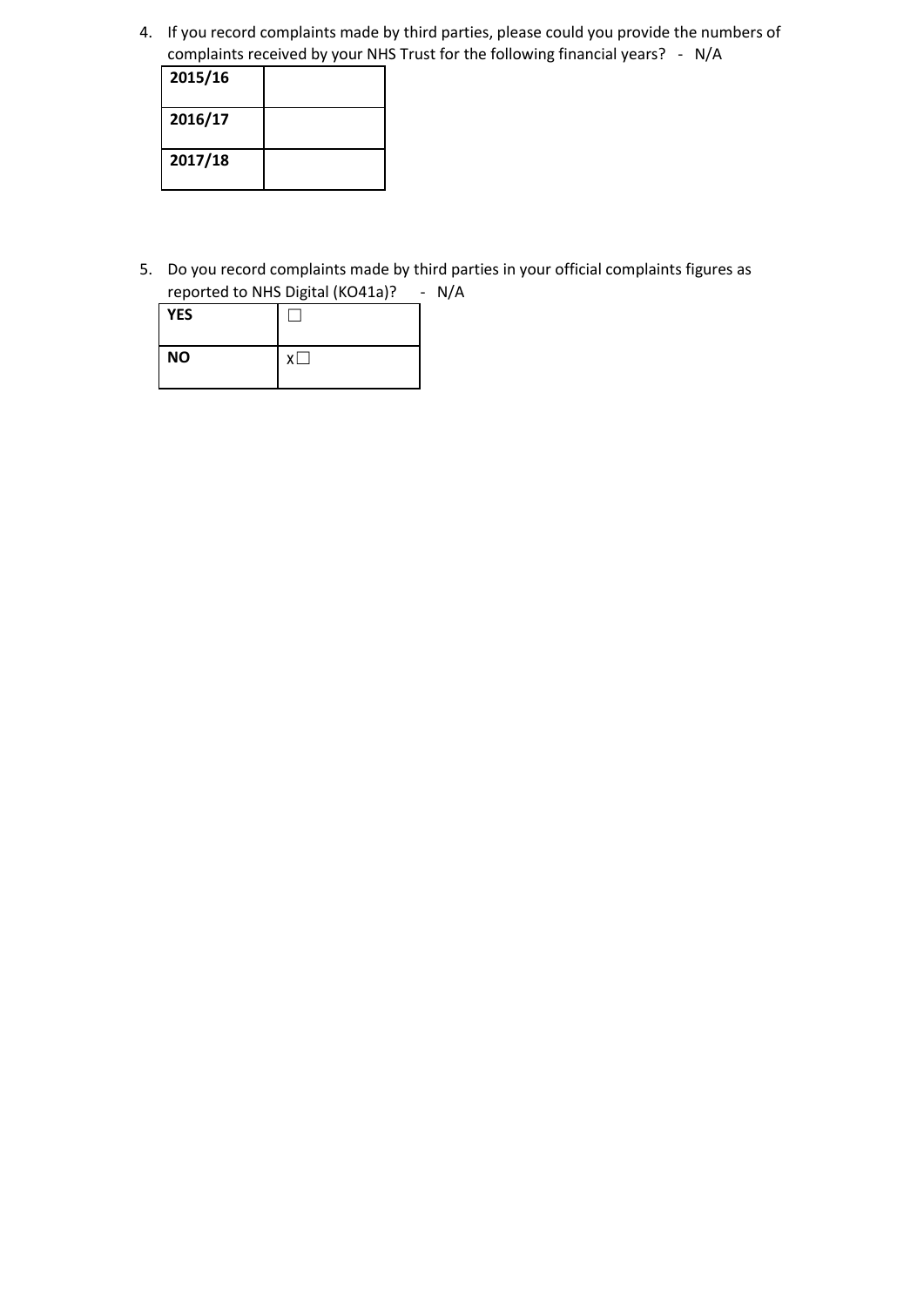4. If you record complaints made by third parties, please could you provide the numbers of complaints received by your NHS Trust for the following financial years? - N/A

| | |
|---|---|
| **2015/16** | |
| **2016/17** | |
| **2017/18** | |

5. Do you record complaints made by third parties in your official complaints figures as reported to NHS Digital (KO41a)? - N/A

| | |
|---|---|
| **YES** | ☐ |
| **NO** | x☐ |